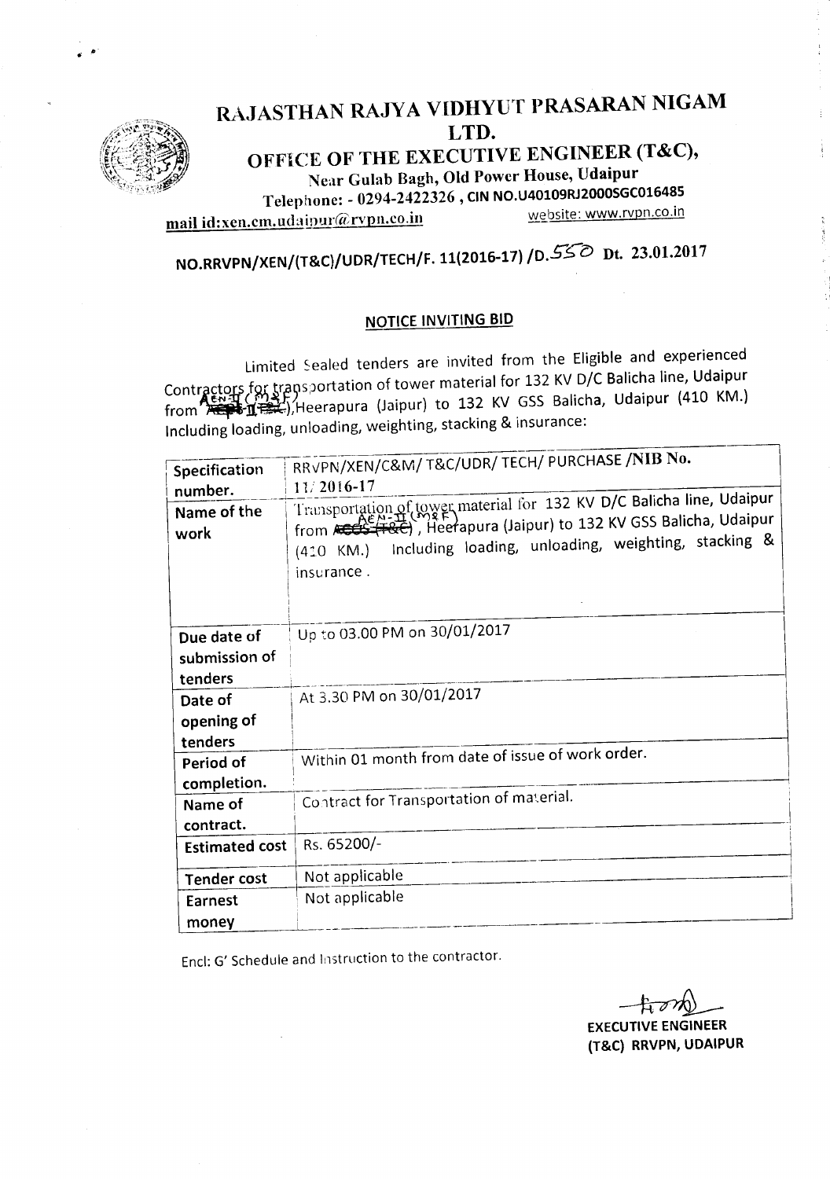# RAJASTHAN RAJYA VIDHYUT PRASARAN NIGAM LTD.

## OFFICE OF THE EXECUTIVE ENGINEER (T&C),

**Near Gulab Bagh, Old Power House, Udaipur**

**Telephone: - 0294-2422326 , CIN NO.U40109RJ2000SGC016485**

**mail id:xen.cm.udaipur@rvpn.co.in** website: www.rvpn.co.in

**NO.RRVPN/XEN/(T&C)/UDR/TECH/F. 11(2016-17) /D.550 Dt. 23.01.2017**

**NOTICE INVITING BID**

Limited Sealed tenders are invited from the Eligible and experienced Contractors for transportation of tower material for 132 KV D/C Balicha line, Udaipur from AEN-II (M&F),Heerapura (Jaipur) to 132 KV GSS Balicha, Udaipur (410 KM.) Including loading, unloading, weighting, stacking & insurance:

| | |
|---|---|
| **Specification number.** | RRVPN/XEN/C&M/ T&C/UDR/ TECH/ PURCHASE /**NIB No. 11/ 2016-17** |
| **Name of the work** | Transportation of tower material for 132 KV D/C Balicha line, Udaipur from AEN-II (M&F), Heerapura (Jaipur) to 132 KV GSS Balicha, Udaipur (410 KM.) Including loading, unloading, weighting, stacking & insurance . |
| **Due date of submission of tenders** | Up to 03.00 PM on 30/01/2017 |
| **Date of opening of tenders** | At 3.30 PM on 30/01/2017 |
| **Period of completion.** | Within 01 month from date of issue of work order. |
| **Name of contract.** | Contract for Transportation of material. |
| **Estimated cost** | Rs. 65200/- |
| **Tender cost** | Not applicable |
| **Earnest money** | Not applicable |

Encl: G' Schedule and Instruction to the contractor.

**EXECUTIVE ENGINEER**
**(T&C) RRVPN, UDAIPUR**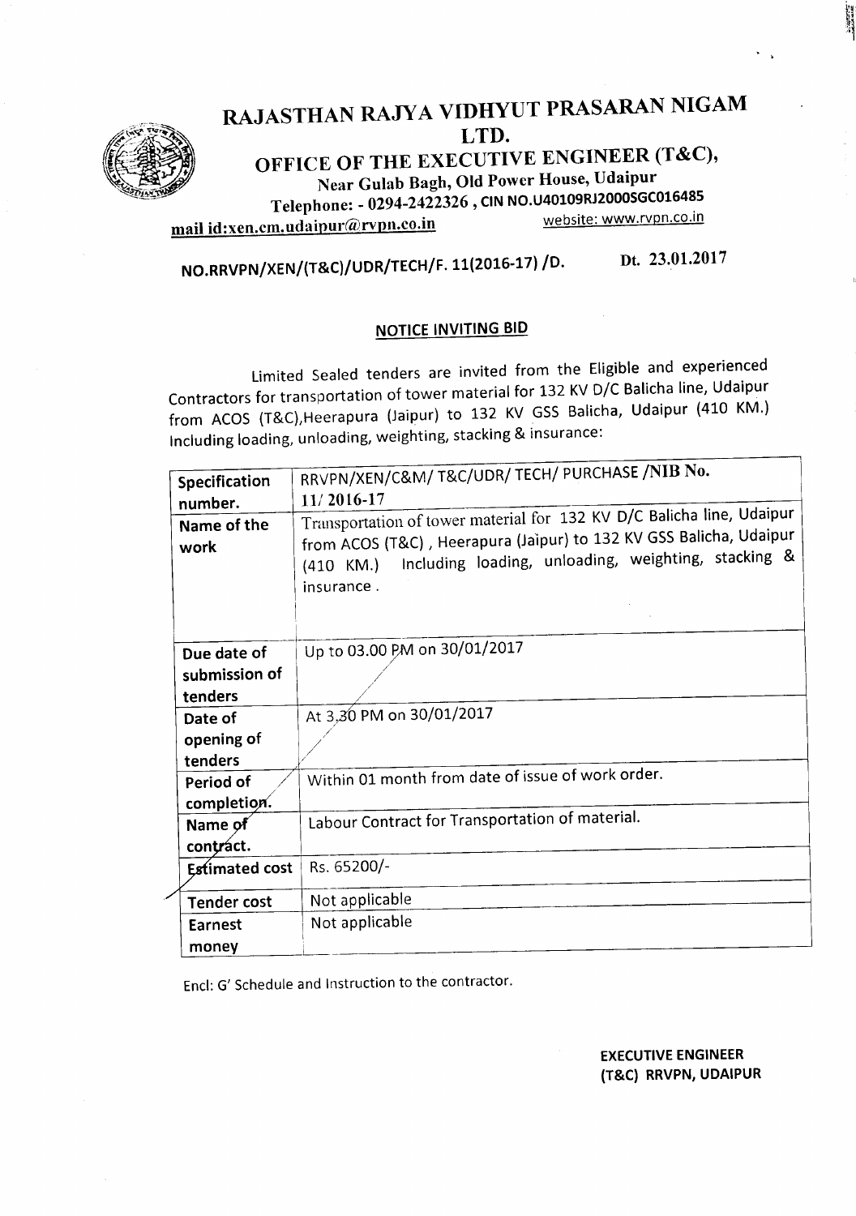# RAJASTHAN RAJYA VIDHYUT PRASARAN NIGAM LTD.

## OFFICE OF THE EXECUTIVE ENGINEER (T&C),

Near Gulab Bagh, Old Power House, Udaipur

Telephone: - 0294-2422326 , CIN NO.U40109RJ2000SGC016485

mail id:xen.cm.udaipur@rvpn.co.in website: www.rvpn.co.in

NO.RRVPN/XEN/(T&C)/UDR/TECH/F. 11(2016-17) /D. Dt. 23.01.2017

### NOTICE INVITING BID

Limited Sealed tenders are invited from the Eligible and experienced Contractors for transportation of tower material for 132 KV D/C Balicha line, Udaipur from ACOS (T&C),Heerapura (Jaipur) to 132 KV GSS Balicha, Udaipur (410 KM.) Including loading, unloading, weighting, stacking & insurance:

| | |
|---|---|
| **Specification number.** | RRVPN/XEN/C&M/ T&C/UDR/ TECH/ PURCHASE /NIB No. 11/ 2016-17 |
| **Name of the work** | Transportation of tower material for 132 KV D/C Balicha line, Udaipur from ACOS (T&C) , Heerapura (Jaipur) to 132 KV GSS Balicha, Udaipur (410 KM.) Including loading, unloading, weighting, stacking & insurance . |
| **Due date of submission of tenders** | Up to 03.00 PM on 30/01/2017 |
| **Date of opening of tenders** | At 3.30 PM on 30/01/2017 |
| **Period of completion.** | Within 01 month from date of issue of work order. |
| **Name of contract.** | Labour Contract for Transportation of material. |
| **Estimated cost** | Rs. 65200/- |
| **Tender cost** | Not applicable |
| **Earnest money** | Not applicable |

Encl: G' Schedule and Instruction to the contractor.

**EXECUTIVE ENGINEER**
**(T&C) RRVPN, UDAIPUR**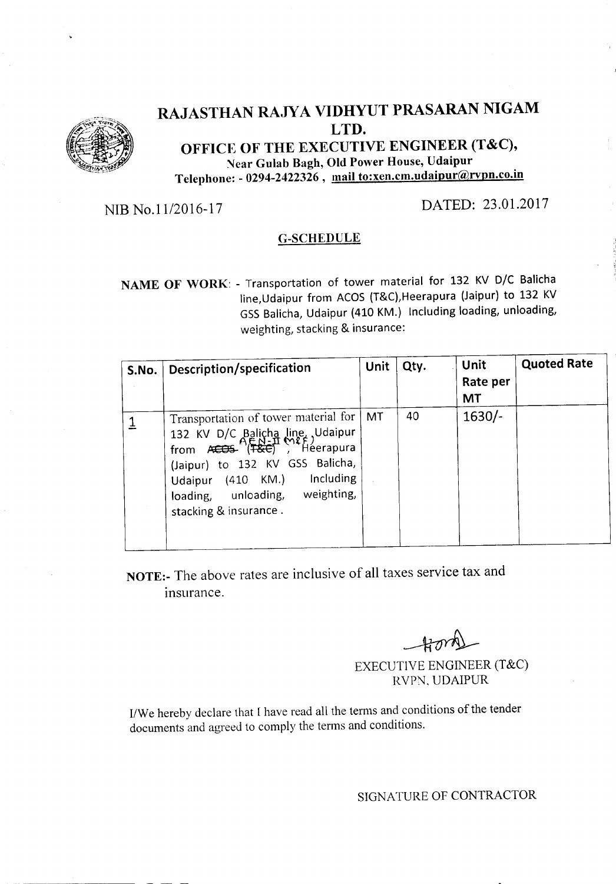# RAJASTHAN RAJYA VIDHYUT PRASARAN NIGAM LTD.

## OFFICE OF THE EXECUTIVE ENGINEER (T&C),

**Near Gulab Bagh, Old Power House, Udaipur**

**Telephone: - 0294-2422326 , mail to:xen.cm.udaipur@rvpn.co.in**

NIB No.11/2016-17 DATED: 23.01.2017

**G-SCHEDULE**

**NAME OF WORK**: - Transportation of tower material for 132 KV D/C Balicha line,Udaipur from ACOS (T&C),Heerapura (Jaipur) to 132 KV GSS Balicha, Udaipur (410 KM.) Including loading, unloading, weighting, stacking & insurance:

| S.No. | Description/specification | Unit | Qty. | Unit Rate per MT | Quoted Rate |
|---|---|---|---|---|---|
| 1 | Transportation of tower material for 132 KV D/C Balicha line, Udaipur from ~~ACOS (T&C)~~ AEN-II (M&P), Heerapura (Jaipur) to 132 KV GSS Balicha, Udaipur (410 KM.) Including loading, unloading, weighting, stacking & insurance . | MT | 40 | 1630/- | |

**NOTE:-** The above rates are inclusive of all taxes service tax and insurance.

EXECUTIVE ENGINEER (T&C)
RVPN, UDAIPUR

I/We hereby declare that I have read all the terms and conditions of the tender documents and agreed to comply the terms and conditions.

SIGNATURE OF CONTRACTOR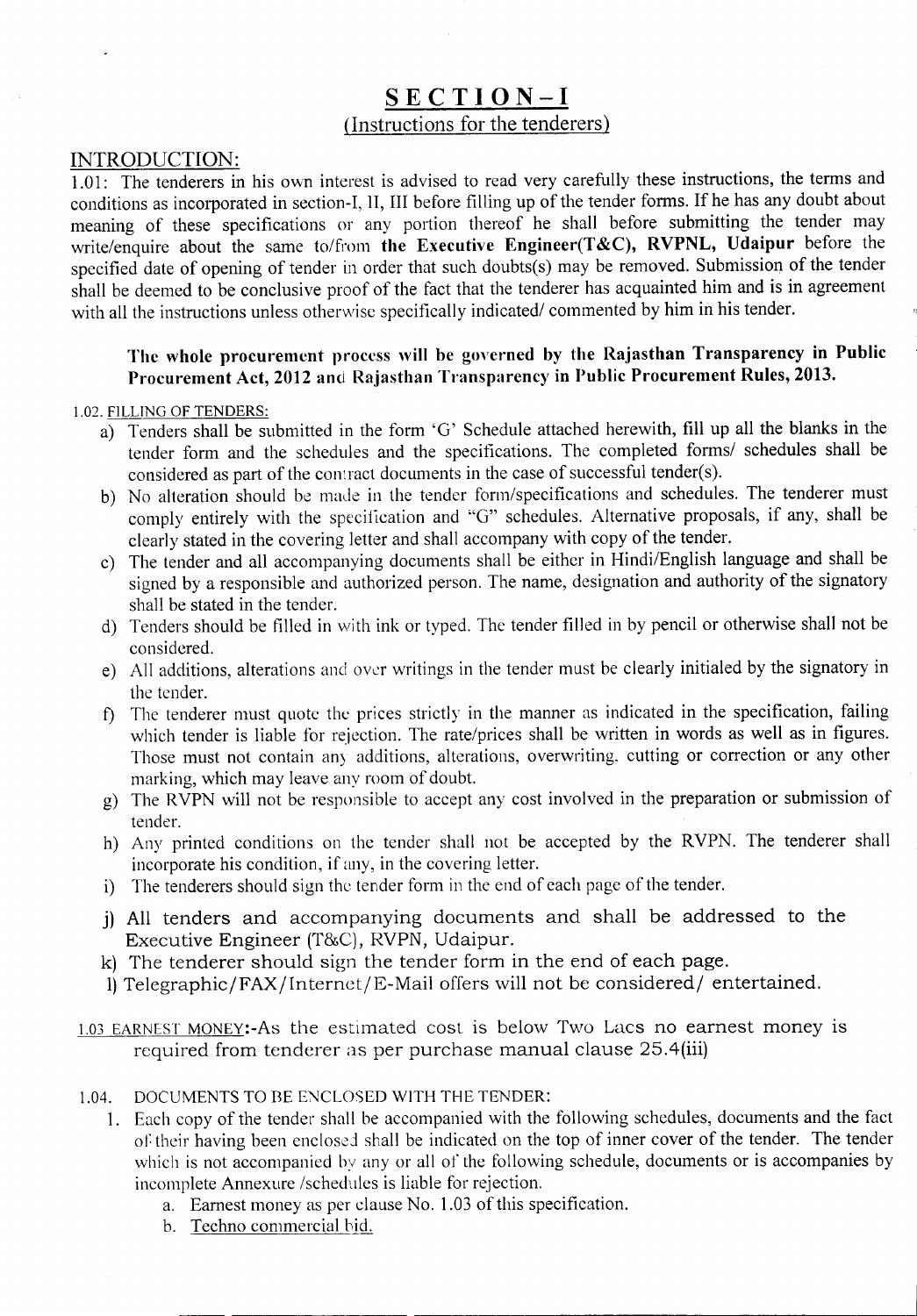# SECTION–I

## (Instructions for the tenderers)

## INTRODUCTION:

1.01: The tenderers in his own interest is advised to read very carefully these instructions, the terms and conditions as incorporated in section-I, II, III before filling up of the tender forms. If he has any doubt about meaning of these specifications or any portion thereof he shall before submitting the tender may write/enquire about the same to/from **the Executive Engineer(T&C), RVPNL, Udaipur** before the specified date of opening of tender in order that such doubts(s) may be removed. Submission of the tender shall be deemed to be conclusive proof of the fact that the tenderer has acquainted him and is in agreement with all the instructions unless otherwise specifically indicated/ commented by him in his tender.

**The whole procurement process will be governed by the Rajasthan Transparency in Public Procurement Act, 2012 and Rajasthan Transparency in Public Procurement Rules, 2013.**

1.02. FILLING OF TENDERS:

a) Tenders shall be submitted in the form 'G' Schedule attached herewith, fill up all the blanks in the tender form and the schedules and the specifications. The completed forms/ schedules shall be considered as part of the contract documents in the case of successful tender(s).

b) No alteration should be made in the tender form/specifications and schedules. The tenderer must comply entirely with the specification and "G" schedules. Alternative proposals, if any, shall be clearly stated in the covering letter and shall accompany with copy of the tender.

c) The tender and all accompanying documents shall be either in Hindi/English language and shall be signed by a responsible and authorized person. The name, designation and authority of the signatory shall be stated in the tender.

d) Tenders should be filled in with ink or typed. The tender filled in by pencil or otherwise shall not be considered.

e) All additions, alterations and over writings in the tender must be clearly initialed by the signatory in the tender.

f) The tenderer must quote the prices strictly in the manner as indicated in the specification, failing which tender is liable for rejection. The rate/prices shall be written in words as well as in figures. Those must not contain any additions, alterations, overwriting, cutting or correction or any other marking, which may leave any room of doubt.

g) The RVPN will not be responsible to accept any cost involved in the preparation or submission of tender.

h) Any printed conditions on the tender shall not be accepted by the RVPN. The tenderer shall incorporate his condition, if any, in the covering letter.

i) The tenderers should sign the tender form in the end of each page of the tender.

j) All tenders and accompanying documents and shall be addressed to the Executive Engineer (T&C), RVPN, Udaipur.

k) The tenderer should sign the tender form in the end of each page.

l) Telegraphic/FAX/Internet/E-Mail offers will not be considered/ entertained.

1.03 EARNEST MONEY:-As the estimated cost is below Two Lacs no earnest money is required from tenderer as per purchase manual clause 25.4(iii)

1.04. DOCUMENTS TO BE ENCLOSED WITH THE TENDER:

1. Each copy of the tender shall be accompanied with the following schedules, documents and the fact of their having been enclosed shall be indicated on the top of inner cover of the tender. The tender which is not accompanied by any or all of the following schedule, documents or is accompanies by incomplete Annexure /schedules is liable for rejection.
   a. Earnest money as per clause No. 1.03 of this specification.
   b. Techno commercial bid.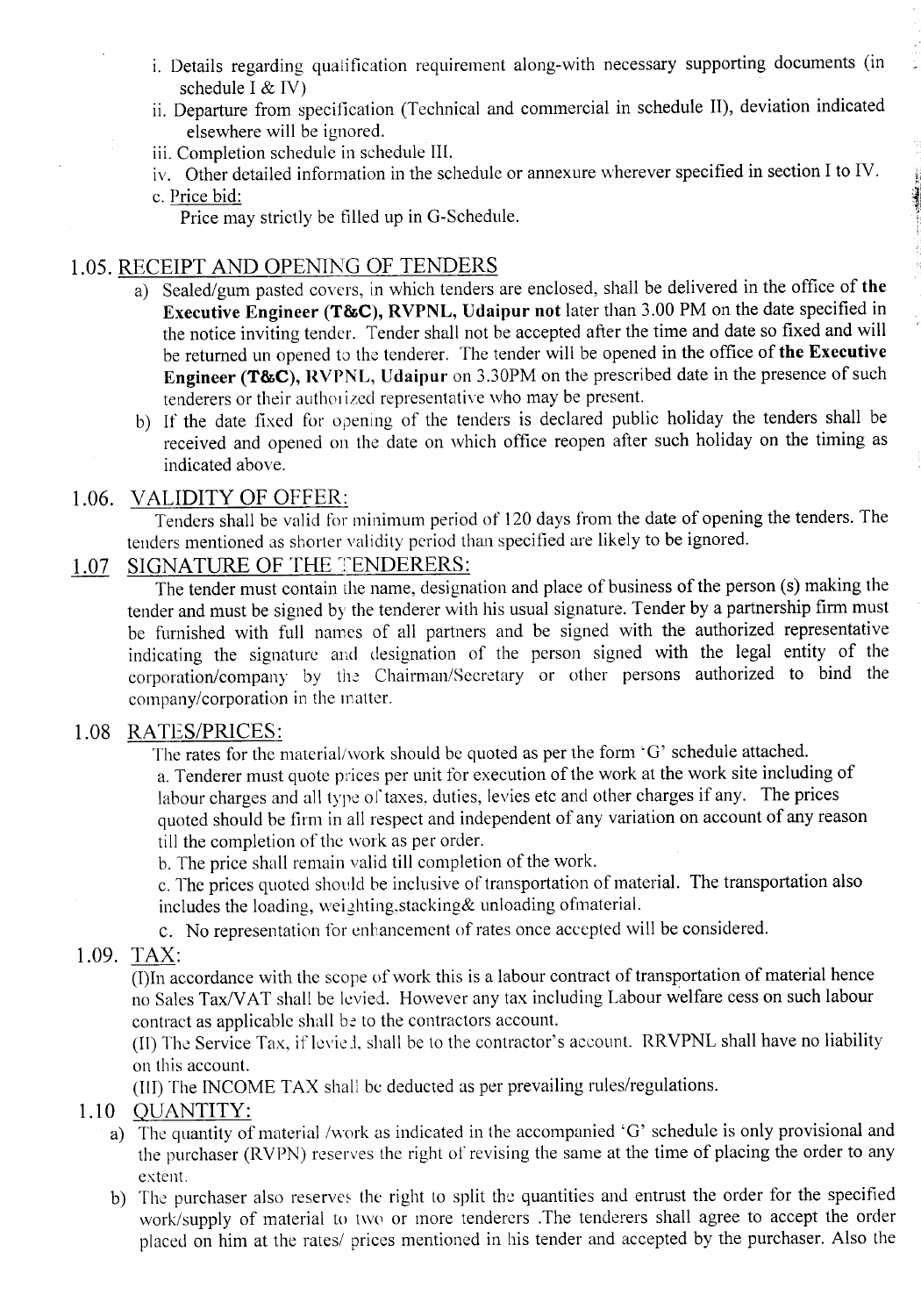i. Details regarding qualification requirement along-with necessary supporting documents (in schedule I & IV)

ii. Departure from specification (Technical and commercial in schedule II), deviation indicated elsewhere will be ignored.

iii. Completion schedule in schedule III.

iv. Other detailed information in the schedule or annexure wherever specified in section I to IV.

c. Price bid:

Price may strictly be filled up in G-Schedule.

## 1.05. RECEIPT AND OPENING OF TENDERS

a) Sealed/gum pasted covers, in which tenders are enclosed, shall be delivered in the office of **the Executive Engineer (T&C), RVPNL, Udaipur not** later than 3.00 PM on the date specified in the notice inviting tender. Tender shall not be accepted after the time and date so fixed and will be returned un opened to the tenderer. The tender will be opened **in the office of the Executive Engineer (T&C), RVPNL, Udaipur** on 3.30PM on the prescribed date in the presence of such tenderers or their authorized representative who may be present.

b) If the date fixed for opening of the tenders is declared public holiday the tenders shall be received and opened on the date on which office reopen after such holiday on the timing as indicated above.

## 1.06. VALIDITY OF OFFER:

Tenders shall be valid for minimum period of 120 days from the date of opening the tenders. The tenders mentioned as shorter validity period than specified are likely to be ignored.

## 1.07 SIGNATURE OF THE TENDERERS:

The tender must contain the name, designation and place of business of the person (s) making the tender and must be signed by the tenderer with his usual signature. Tender by a partnership firm must be furnished with full names of all partners and be signed with the authorized representative indicating the signature and designation of the person signed with the legal entity of the corporation/company by the Chairman/Secretary or other persons authorized to bind the company/corporation in the matter.

## 1.08 RATES/PRICES:

The rates for the material/work should be quoted as per the form 'G' schedule attached.

a. Tenderer must quote prices per unit for execution of the work at the work site including of labour charges and all type of taxes, duties, levies etc and other charges if any. The prices quoted should be firm in all respect and independent of any variation on account of any reason till the completion of the work as per order.

b. The price shall remain valid till completion of the work.

c. The prices quoted should be inclusive of transportation of material. The transportation also includes the loading, weighting,stacking& unloading ofmaterial.

c. No representation for enhancement of rates once accepted will be considered.

## 1.09. TAX:

(I)In accordance with the scope of work this is a labour contract of transportation of material hence no Sales Tax/VAT shall be levied. However any tax including Labour welfare cess on such labour contract as applicable shall be to the contractors account.

(II) The Service Tax, if levied, shall be to the contractor's account. RRVPNL shall have no liability on this account.

(III) The INCOME TAX shall be deducted as per prevailing rules/regulations.

## 1.10 QUANTITY:

a) The quantity of material /work as indicated in the accompanied 'G' schedule is only provisional and the purchaser (RVPN) reserves the right of revising the same at the time of placing the order to any extent.

b) The purchaser also reserves the right to split the quantities and entrust the order for the specified work/supply of material to two or more tenderers .The tenderers shall agree to accept the order placed on him at the rates/ prices mentioned in his tender and accepted by the purchaser. Also the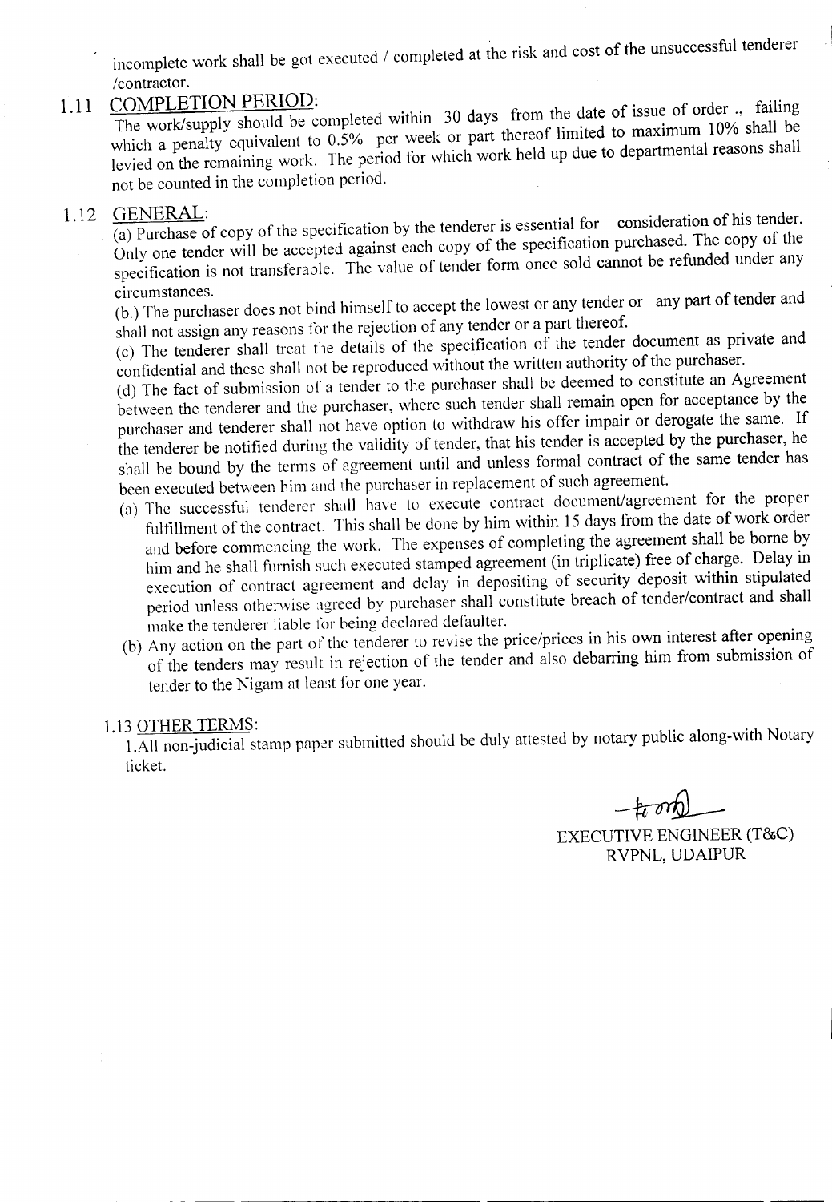incomplete work shall be got executed / completed at the risk and cost of the unsuccessful tenderer /contractor.

## 1.11 COMPLETION PERIOD:

The work/supply should be completed within 30 days from the date of issue of order ., failing which a penalty equivalent to 0.5% per week or part thereof limited to maximum 10% shall be levied on the remaining work. The period for which work held up due to departmental reasons shall not be counted in the completion period.

## 1.12 GENERAL:

(a) Purchase of copy of the specification by the tenderer is essential for consideration of his tender. Only one tender will be accepted against each copy of the specification purchased. The copy of the specification is not transferable. The value of tender form once sold cannot be refunded under any circumstances.

(b.) The purchaser does not bind himself to accept the lowest or any tender or any part of tender and shall not assign any reasons for the rejection of any tender or a part thereof.

(c) The tenderer shall treat the details of the specification of the tender document as private and confidential and these shall not be reproduced without the written authority of the purchaser.

(d) The fact of submission of a tender to the purchaser shall be deemed to constitute an Agreement between the tenderer and the purchaser, where such tender shall remain open for acceptance by the purchaser and tenderer shall not have option to withdraw his offer impair or derogate the same. If the tenderer be notified during the validity of tender, that his tender is accepted by the purchaser, he shall be bound by the terms of agreement until and unless formal contract of the same tender has been executed between him and the purchaser in replacement of such agreement.

(a) The successful tenderer shall have to execute contract document/agreement for the proper fulfillment of the contract. This shall be done by him within 15 days from the date of work order and before commencing the work. The expenses of completing the agreement shall be borne by him and he shall furnish such executed stamped agreement (in triplicate) free of charge. Delay in execution of contract agreement and delay in depositing of security deposit within stipulated period unless otherwise agreed by purchaser shall constitute breach of tender/contract and shall make the tenderer liable for being declared defaulter.

(b) Any action on the part of the tenderer to revise the price/prices in his own interest after opening of the tenders may result in rejection of the tender and also debarring him from submission of tender to the Nigam at least for one year.

## 1.13 OTHER TERMS:

1.All non-judicial stamp paper submitted should be duly attested by notary public along-with Notary ticket.

EXECUTIVE ENGINEER (T&C)
RVPNL, UDAIPUR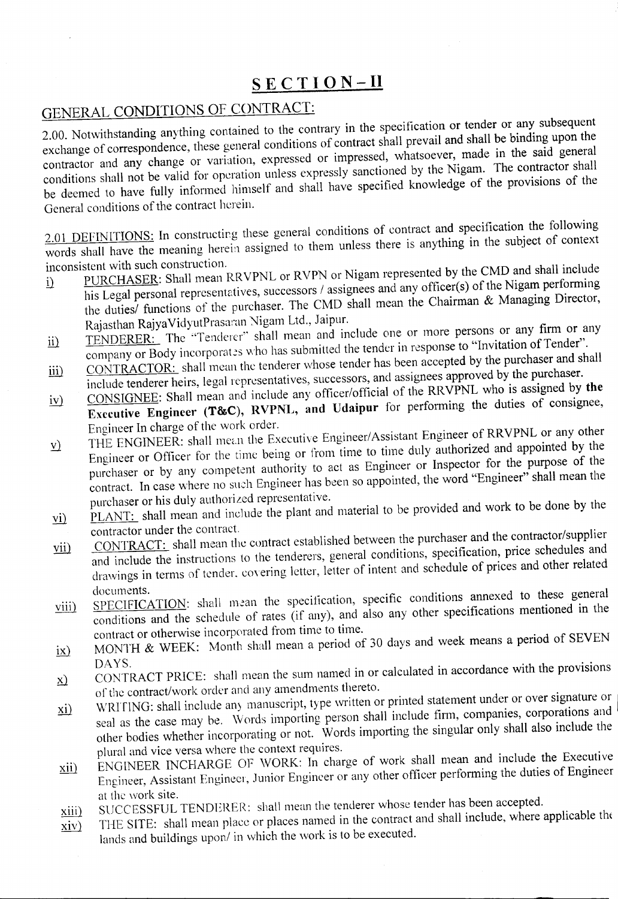# SECTION-II

## GENERAL CONDITIONS OF CONTRACT:

2.00. Notwithstanding anything contained to the contrary in the specification or tender or any subsequent exchange of correspondence, these general conditions of contract shall prevail and shall be binding upon the contractor and any change or variation, expressed or impressed, whatsoever, made in the said general conditions shall not be valid for operation unless expressly sanctioned by the Nigam. The contractor shall be deemed to have fully informed himself and shall have specified knowledge of the provisions of the General conditions of the contract herein.

<u>2.01 DEFINITIONS:</u> In constructing these general conditions of contract and specification the following words shall have the meaning herein assigned to them unless there is anything in the subject of context inconsistent with such construction.

i) <u>PURCHASER</u>: Shall mean RRVPNL or RVPN or Nigam represented by the CMD and shall include his Legal personal representatives, successors / assignees and any officer(s) of the Nigam performing the duties/ functions of the purchaser. The CMD shall mean the Chairman & Managing Director, Rajasthan RajyaVidyutPrasaran Nigam Ltd., Jaipur.

ii) <u>TENDERER:</u> The "Tenderer" shall mean and include one or more persons or any firm or any company or Body incorporates who has submitted the tender in response to "Invitation of Tender".

iii) <u>CONTRACTOR:</u> shall mean the tenderer whose tender has been accepted by the purchaser and shall include tenderer heirs, legal representatives, successors, and assignees approved by the purchaser.

iv) <u>CONSIGNEE</u>: Shall mean and include any officer/official of the RRVPNL who is assigned by **the Executive Engineer (T&C), RVPNL, and Udaipur** for performing the duties of consignee, Engineer In charge of the work order.

v) THE ENGINEER: shall mean the Executive Engineer/Assistant Engineer of RRVPNL or any other Engineer or Officer for the time being or from time to time duly authorized and appointed by the purchaser or by any competent authority to act as Engineer or Inspector for the purpose of the contract. In case where no such Engineer has been so appointed, the word "Engineer" shall mean the purchaser or his duly authorized representative.

vi) <u>PLANT:</u> shall mean and include the plant and material to be provided and work to be done by the contractor under the contract.

vii) <u>CONTRACT:</u> shall mean the contract established between the purchaser and the contractor/supplier and include the instructions to the tenderers, general conditions, specification, price schedules and drawings in terms of tender, covering letter, letter of intent and schedule of prices and other related documents.

viii) <u>SPECIFICATION</u>: shall mean the specification, specific conditions annexed to these general conditions and the schedule of rates (if any), and also any other specifications mentioned in the contract or otherwise incorporated from time to time.

ix) MONTH & WEEK: Month shall mean a period of 30 days and week means a period of SEVEN DAYS.

x) CONTRACT PRICE: shall mean the sum named in or calculated in accordance with the provisions of the contract/work order and any amendments thereto.

xi) WRITING: shall include any manuscript, type written or printed statement under or over signature or seal as the case may be. Words importing person shall include firm, companies, corporations and other bodies whether incorporating or not. Words importing the singular only shall also include the plural and vice versa where the context requires.

xii) ENGINEER INCHARGE OF WORK: In charge of work shall mean and include the Executive Engineer, Assistant Engineer, Junior Engineer or any other officer performing the duties of Engineer at the work site.

xiii) SUCCESSFUL TENDERER: shall mean the tenderer whose tender has been accepted.

xiv) THE SITE: shall mean place or places named in the contract and shall include, where applicable the lands and buildings upon/ in which the work is to be executed.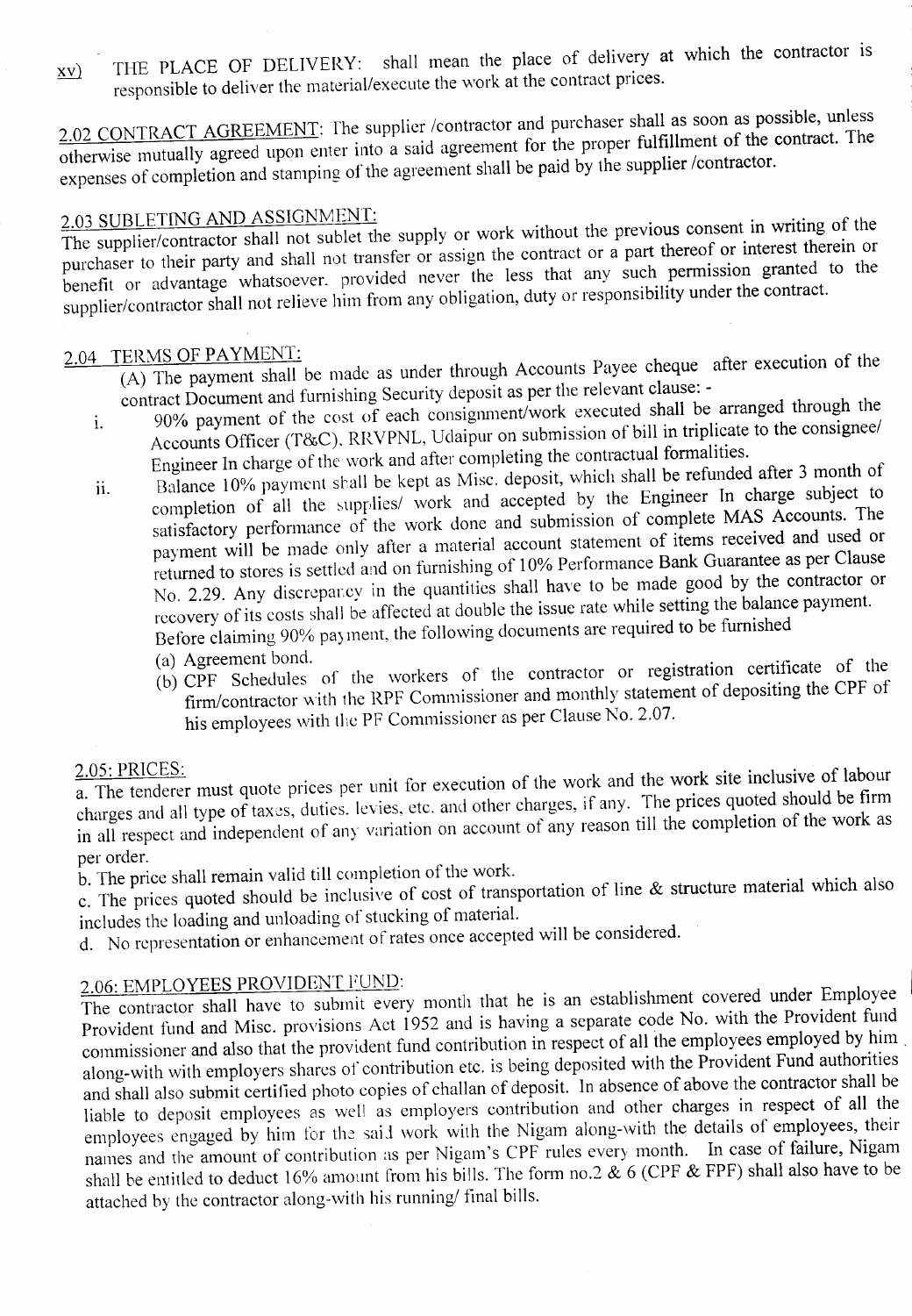xv) THE PLACE OF DELIVERY: shall mean the place of delivery at which the contractor is responsible to deliver the material/execute the work at the contract prices.

2.02 CONTRACT AGREEMENT: The supplier /contractor and purchaser shall as soon as possible, unless otherwise mutually agreed upon enter into a said agreement for the proper fulfillment of the contract. The expenses of completion and stamping of the agreement shall be paid by the supplier /contractor.

2.03 SUBLETING AND ASSIGNMENT:
The supplier/contractor shall not sublet the supply or work without the previous consent in writing of the purchaser to their party and shall not transfer or assign the contract or a part thereof or interest therein or benefit or advantage whatsoever. provided never the less that any such permission granted to the supplier/contractor shall not relieve him from any obligation, duty or responsibility under the contract.

2.04 TERMS OF PAYMENT:

(A) The payment shall be made as under through Accounts Payee cheque after execution of the contract Document and furnishing Security deposit as per the relevant clause: -

i. 90% payment of the cost of each consignment/work executed shall be arranged through the Accounts Officer (T&C), RRVPNL, Udaipur on submission of bill in triplicate to the consignee/ Engineer In charge of the work and after completing the contractual formalities.

ii. Balance 10% payment shall be kept as Misc. deposit, which shall be refunded after 3 month of completion of all the supplies/ work and accepted by the Engineer In charge subject to satisfactory performance of the work done and submission of complete MAS Accounts. The payment will be made only after a material account statement of items received and used or returned to stores is settled and on furnishing of 10% Performance Bank Guarantee as per Clause No. 2.29. Any discrepancy in the quantities shall have to be made good by the contractor or recovery of its costs shall be affected at double the issue rate while setting the balance payment. Before claiming 90% payment, the following documents are required to be furnished

(a) Agreement bond.

(b) CPF Schedules of the workers of the contractor or registration certificate of the firm/contractor with the RPF Commissioner and monthly statement of depositing the CPF of his employees with the PF Commissioner as per Clause No. 2.07.

2.05: PRICES:

a. The tenderer must quote prices per unit for execution of the work and the work site inclusive of labour charges and all type of taxes, duties. levies, etc. and other charges, if any. The prices quoted should be firm in all respect and independent of any variation on account of any reason till the completion of the work as per order.

b. The price shall remain valid till completion of the work.

c. The prices quoted should be inclusive of cost of transportation of line & structure material which also includes the loading and unloading of stucking of material.

d. No representation or enhancement of rates once accepted will be considered.

2.06: EMPLOYEES PROVIDENT FUND:
The contractor shall have to submit every month that he is an establishment covered under Employee Provident fund and Misc. provisions Act 1952 and is having a separate code No. with the Provident fund commissioner and also that the provident fund contribution in respect of all the employees employed by him along-with with employers shares of contribution etc. is being deposited with the Provident Fund authorities and shall also submit certified photo copies of challan of deposit. In absence of above the contractor shall be liable to deposit employees as well as employers contribution and other charges in respect of all the employees engaged by him for the said work with the Nigam along-with the details of employees, their names and the amount of contribution as per Nigam's CPF rules every month. In case of failure, Nigam shall be entitled to deduct 16% amount from his bills. The form no.2 & 6 (CPF & FPF) shall also have to be attached by the contractor along-with his running/ final bills.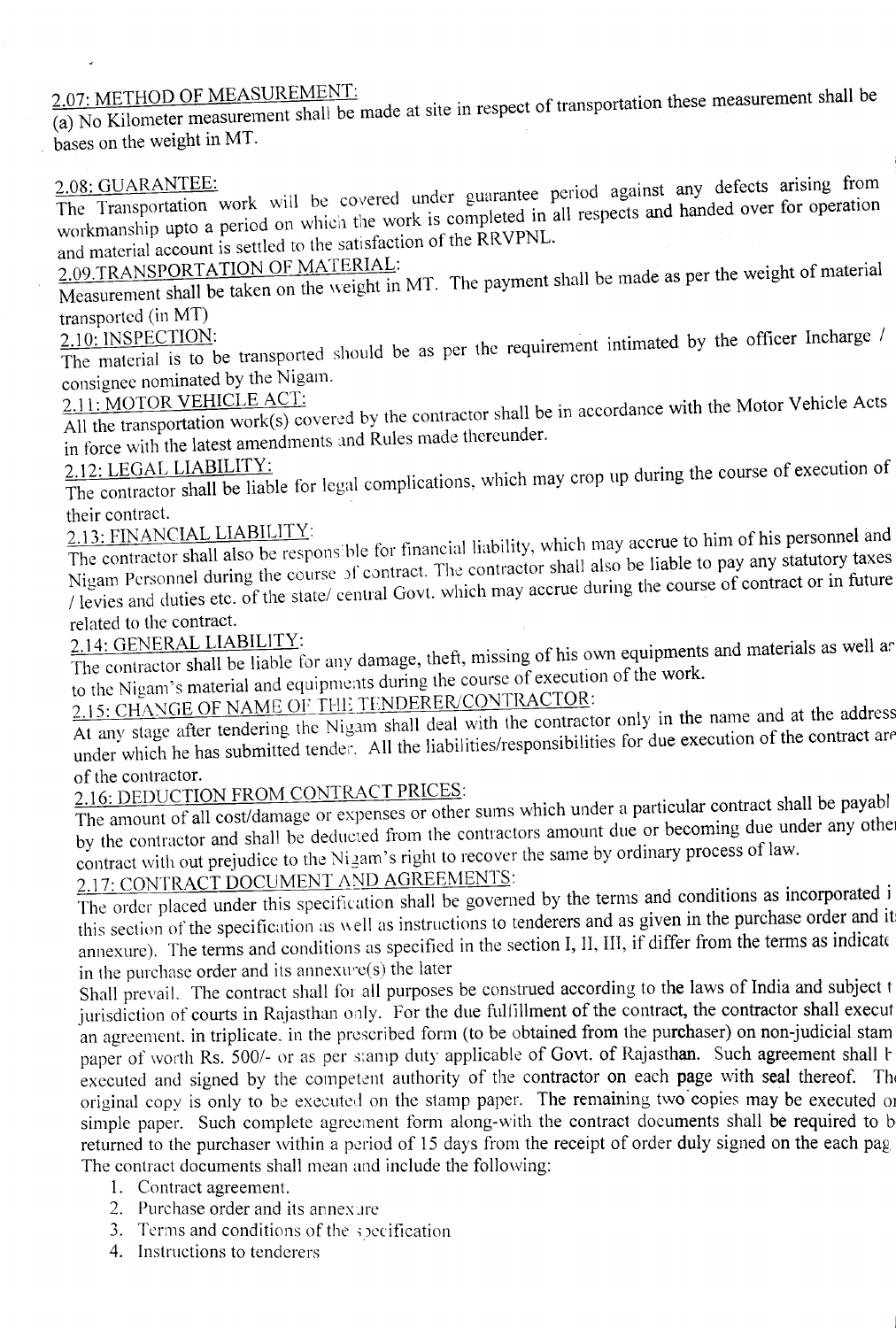## 2.07: METHOD OF MEASUREMENT:

(a) No Kilometer measurement shall be made at site in respect of transportation these measurement shall be bases on the weight in MT.

## 2.08: GUARANTEE:

The Transportation work will be covered under guarantee period against any defects arising from workmanship upto a period on which the work is completed in all respects and handed over for operation and material account is settled to the satisfaction of the RRVPNL.

## 2.09.TRANSPORTATION OF MATERIAL:

Measurement shall be taken on the weight in MT. The payment shall be made as per the weight of material transported (in MT)

## 2.10: INSPECTION:

The material is to be transported should be as per the requirement intimated by the officer Incharge / consignee nominated by the Nigam.

## 2.11: MOTOR VEHICLE ACT:

All the transportation work(s) covered by the contractor shall be in accordance with the Motor Vehicle Acts in force with the latest amendments and Rules made thereunder.

## 2.12: LEGAL LIABILITY:

The contractor shall be liable for legal complications, which may crop up during the course of execution of their contract.

## 2.13: FINANCIAL LIABILITY:

The contractor shall also be responsible for financial liability, which may accrue to him of his personnel and Nigam Personnel during the course of contract. The contractor shall also be liable to pay any statutory taxes / levies and duties etc. of the state/ central Govt. which may accrue during the course of contract or in future related to the contract.

## 2.14: GENERAL LIABILITY:

The contractor shall be liable for any damage, theft, missing of his own equipments and materials as well as to the Nigam's material and equipments during the course of execution of the work.

## 2.15: CHANGE OF NAME OF THE TENDERER/CONTRACTOR:

At any stage after tendering the Nigam shall deal with the contractor only in the name and at the address under which he has submitted tender. All the liabilities/responsibilities for due execution of the contract are of the contractor.

## 2.16: DEDUCTION FROM CONTRACT PRICES:

The amount of all cost/damage or expenses or other sums which under a particular contract shall be payable by the contractor and shall be deducted from the contractors amount due or becoming due under any other contract with out prejudice to the Nigam's right to recover the same by ordinary process of law.

## 2.17: CONTRACT DOCUMENT AND AGREEMENTS:

The order placed under this specification shall be governed by the terms and conditions as incorporated in this section of the specification as well as instructions to tenderers and as given in the purchase order and its annexure). The terms and conditions as specified in the section I, II, III, if differ from the terms as indicated in the purchase order and its annexure(s) the later

Shall prevail. The contract shall for all purposes be construed according to the laws of India and subject to jurisdiction of courts in Rajasthan only. For the due fulfillment of the contract, the contractor shall execute an agreement. in triplicate. in the prescribed form (to be obtained from the purchaser) on non-judicial stamp paper of worth Rs. 500/- or as per stamp duty applicable of Govt. of Rajasthan. Such agreement shall be executed and signed by the competent authority of the contractor on each page with seal thereof. The original copy is only to be executed on the stamp paper. The remaining two copies may be executed on simple paper. Such complete agreement form along-with the contract documents shall be required to be returned to the purchaser within a period of 15 days from the receipt of order duly signed on the each page. The contract documents shall mean and include the following:

1. Contract agreement.
2. Purchase order and its annexure
3. Terms and conditions of the specification
4. Instructions to tenderers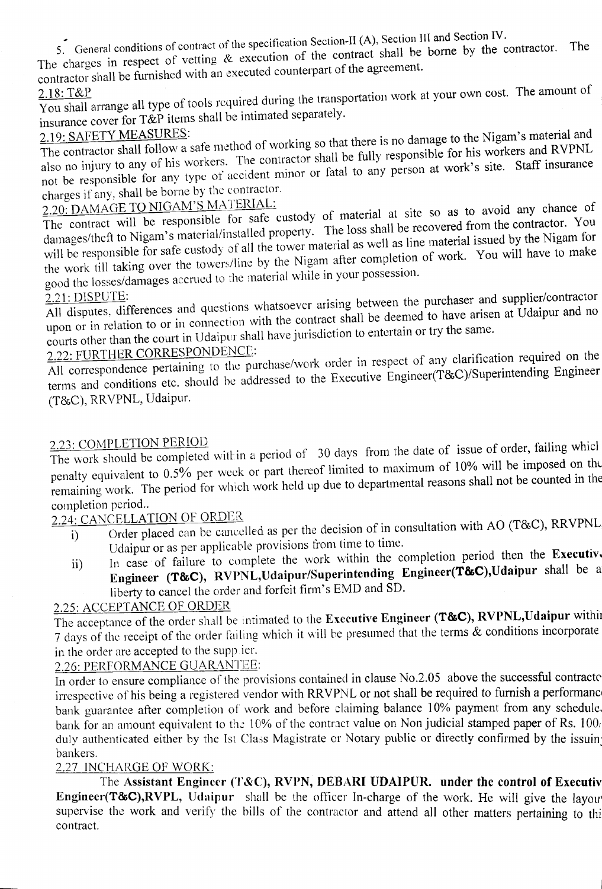5. General conditions of contract of the specification Section-II (A), Section III and Section IV. The charges in respect of vetting & execution of the contract shall be borne by the contractor. The contractor shall be furnished with an executed counterpart of the agreement.

2.18: T&P

You shall arrange all type of tools required during the transportation work at your own cost. The amount of insurance cover for T&P items shall be intimated separately.

2.19: SAFETY MEASURES:

The contractor shall follow a safe method of working so that there is no damage to the Nigam's material and also no injury to any of his workers. The contractor shall be fully responsible for his workers and RVPNL not be responsible for any type of accident minor or fatal to any person at work's site. Staff insurance charges if any, shall be borne by the contractor.

2.20: DAMAGE TO NIGAM'S MATERIAL:

The contract will be responsible for safe custody of material at site so as to avoid any chance of damages/theft to Nigam's material/installed property. The loss shall be recovered from the contractor. You will be responsible for safe custody of all the tower material as well as line material issued by the Nigam for the work till taking over the towers/line by the Nigam after completion of work. You will have to make good the losses/damages accrued to the material while in your possession.

2.21: DISPUTE:

All disputes, differences and questions whatsoever arising between the purchaser and supplier/contractor upon or in relation to or in connection with the contract shall be deemed to have arisen at Udaipur and no courts other than the court in Udaipur shall have jurisdiction to entertain or try the same.

2.22: FURTHER CORRESPONDENCE:

All correspondence pertaining to the purchase/work order in respect of any clarification required on the terms and conditions etc. should be addressed to the Executive Engineer(T&C)/Superintending Engineer (T&C), RRVPNL, Udaipur.

2.23: COMPLETION PERIOD

The work should be completed within a period of 30 days from the date of issue of order, failing which penalty equivalent to 0.5% per week or part thereof limited to maximum of 10% will be imposed on the remaining work. The period for which work held up due to departmental reasons shall not be counted in the completion period..

2.24: CANCELLATION OF ORDER

i) Order placed can be cancelled as per the decision of in consultation with AO (T&C), RRVPNL Udaipur or as per applicable provisions from time to time.

ii) In case of failure to complete the work within the completion period then the **Executive Engineer (T&C), RVPNL,Udaipur/Superintending Engineer(T&C),Udaipur** shall be a liberty to cancel the order and forfeit firm's EMD and SD.

2.25: ACCEPTANCE OF ORDER

The acceptance of the order shall be intimated to the **Executive Engineer (T&C), RVPNL,Udaipur** within 7 days of the receipt of the order failing which it will be presumed that the terms & conditions incorporate in the order are accepted to the supplier.

2.26: PERFORMANCE GUARANTEE:

In order to ensure compliance of the provisions contained in clause No.2.05 above the successful contractor irrespective of his being a registered vendor with RRVPNL or not shall be required to furnish a performance bank guarantee after completion of work and before claiming balance 10% payment from any scheduled bank for an amount equivalent to the 10% of the contract value on Non judicial stamped paper of Rs. 100/ duly authenticated either by the Ist Class Magistrate or Notary public or directly confirmed by the issuing bankers.

2.27 INCHARGE OF WORK:

The **Assistant Engineer (T&C), RVPN, DEBARI UDAIPUR. under the control of Executive Engineer(T&C),RVPL, Udaipur** shall be the officer In-charge of the work. He will give the layout supervise the work and verify the bills of the contractor and attend all other matters pertaining to this contract.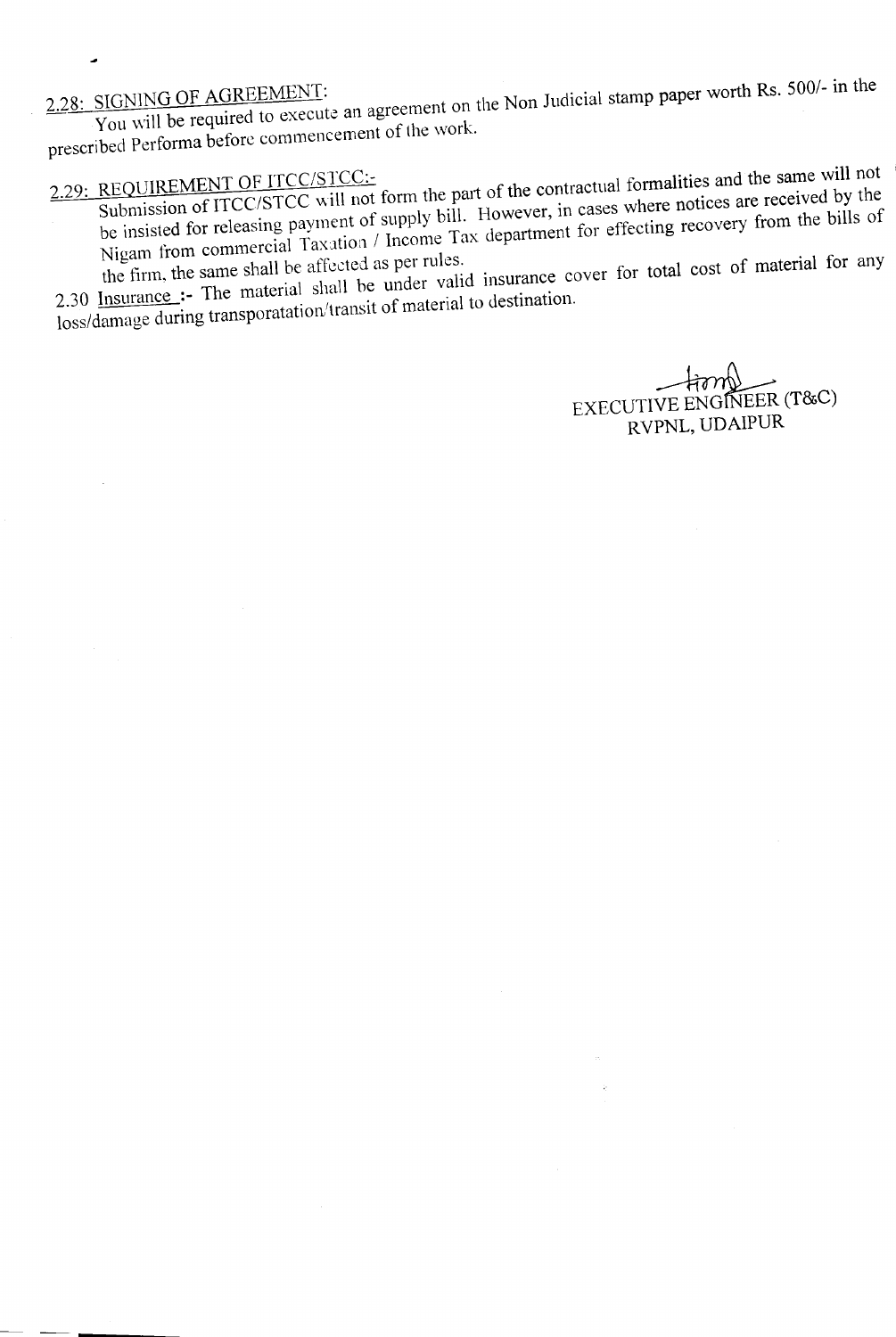2.28: SIGNING OF AGREEMENT:

You will be required to execute an agreement on the Non Judicial stamp paper worth Rs. 500/- in the prescribed Performa before commencement of the work.

2.29: REQUIREMENT OF ITCC/STCC:-

Submission of ITCC/STCC will not form the part of the contractual formalities and the same will not be insisted for releasing payment of supply bill. However, in cases where notices are received by the Nigam from commercial Taxation / Income Tax department for effecting recovery from the bills of the firm, the same shall be affected as per rules.

2.30 Insurance :- The material shall be under valid insurance cover for total cost of material for any loss/damage during transporatation/transit of material to destination.

EXECUTIVE ENGINEER (T&C)
RVPNL, UDAIPUR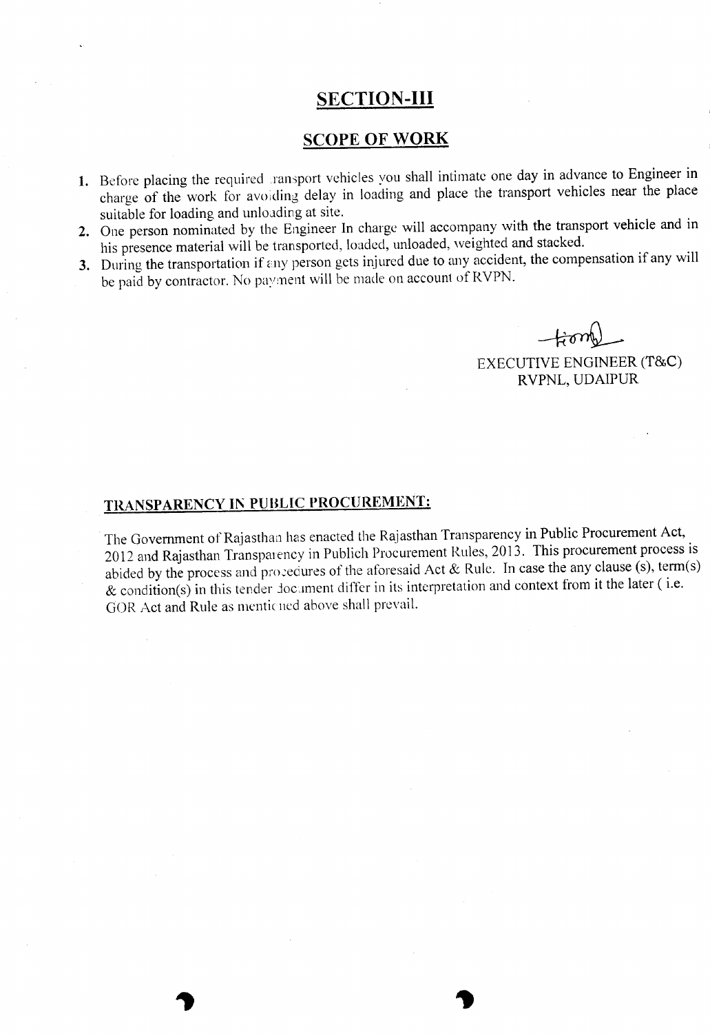## SECTION-III

## SCOPE OF WORK

1. Before placing the required transport vehicles you shall intimate one day in advance to Engineer in charge of the work for avoiding delay in loading and place the transport vehicles near the place suitable for loading and unloading at site.
2. One person nominated by the Engineer In charge will accompany with the transport vehicle and in his presence material will be transported, loaded, unloaded, weighted and stacked.
3. During the transportation if any person gets injured due to any accident, the compensation if any will be paid by contractor. No payment will be made on account of RVPN.

EXECUTIVE ENGINEER (T&C)
RVPNL, UDAIPUR

**TRANSPARENCY IN PUBLIC PROCUREMENT:**

The Government of Rajasthan has enacted the Rajasthan Transparency in Public Procurement Act, 2012 and Rajasthan Transparency in Publich Procurement Rules, 2013. This procurement process is abided by the process and procedures of the aforesaid Act & Rule. In case the any clause (s), term(s) & condition(s) in this tender document differ in its interpretation and context from it the later ( i.e. GOR Act and Rule as mentioned above shall prevail.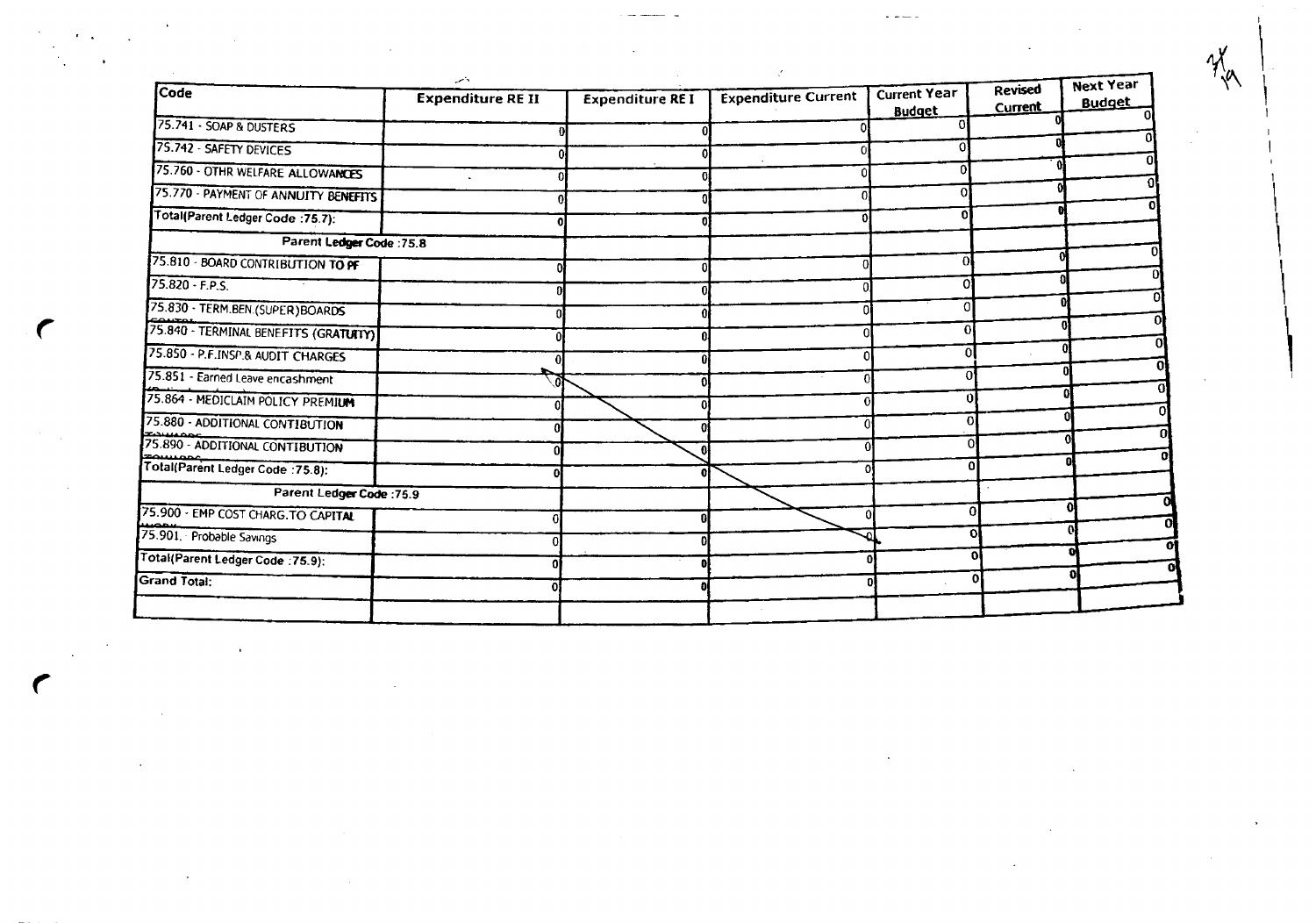| Code | Expenditure RE II | Expenditure RE I | Expenditure Current | Current Year Budget | Revised Current | Next Year Budget |
|---|---|---|---|---|---|---|
| 75.741 - SOAP & DUSTERS | 0 | 0 | 0 | 0 | 0 | 0 |
| 75.742 - SAFETY DEVICES | 0 | 0 | 0 | 0 | 0 | 0 |
| 75.760 - OTHR WELFARE ALLOWANCES | 0 | 0 | 0 | 0 | 0 | 0 |
| 75.770 - PAYMENT OF ANNUITY BENEFITS | 0 | 0 | 0 | 0 | 0 | 0 |
| Total(Parent Ledger Code :75.7): | 0 | 0 | 0 | 0 | 0 | 0 |
| Parent Ledger Code :75.8 | | | | | | |
| 75.810 - BOARD CONTRIBUTION TO PF | 0 | 0 | 0 | 0 | 0 | 0 |
| 75.820 - F.P.S. | 0 | 0 | 0 | 0 | 0 | 0 |
| 75.830 - TERM.BEN.(SUPER)BOARDS CONTRI | 0 | 0 | 0 | 0 | 0 | 0 |
| 75.840 - TERMINAL BENEFITS (GRATUITY) | 0 | 0 | 0 | 0 | 0 | 0 |
| 75.850 - P.F.INSP.& AUDIT CHARGES | 0 | 0 | 0 | 0 | 0 | 0 |
| 75.851 - Earned Leave encashment | 0 | 0 | 0 | 0 | 0 | 0 |
| 75.864 - MEDICLAIM POLICY PREMIUM | 0 | 0 | 0 | 0 | 0 | 0 |
| 75.880 - ADDITIONAL CONTIBUTION TOWARDS | 0 | 0 | 0 | 0 | 0 | 0 |
| 75.890 - ADDITIONAL CONTIBUTION TOWARDS | 0 | 0 | 0 | 0 | 0 | 0 |
| Total(Parent Ledger Code :75.8): | 0 | 0 | 0 | 0 | 0 | 0 |
| Parent Ledger Code :75.9 | | | | | | |
| 75.900 - EMP COST CHARG.TO CAPITAL WORK | 0 | 0 | 0 | 0 | 0 | 0 |
| 75.901 - Probable Savings | 0 | 0 | 0 | 0 | 0 | 0 |
| Total(Parent Ledger Code :75.9): | 0 | 0 | 0 | 0 | 0 | 0 |
| Grand Total: | 0 | 0 | 0 | 0 | 0 | 0 |